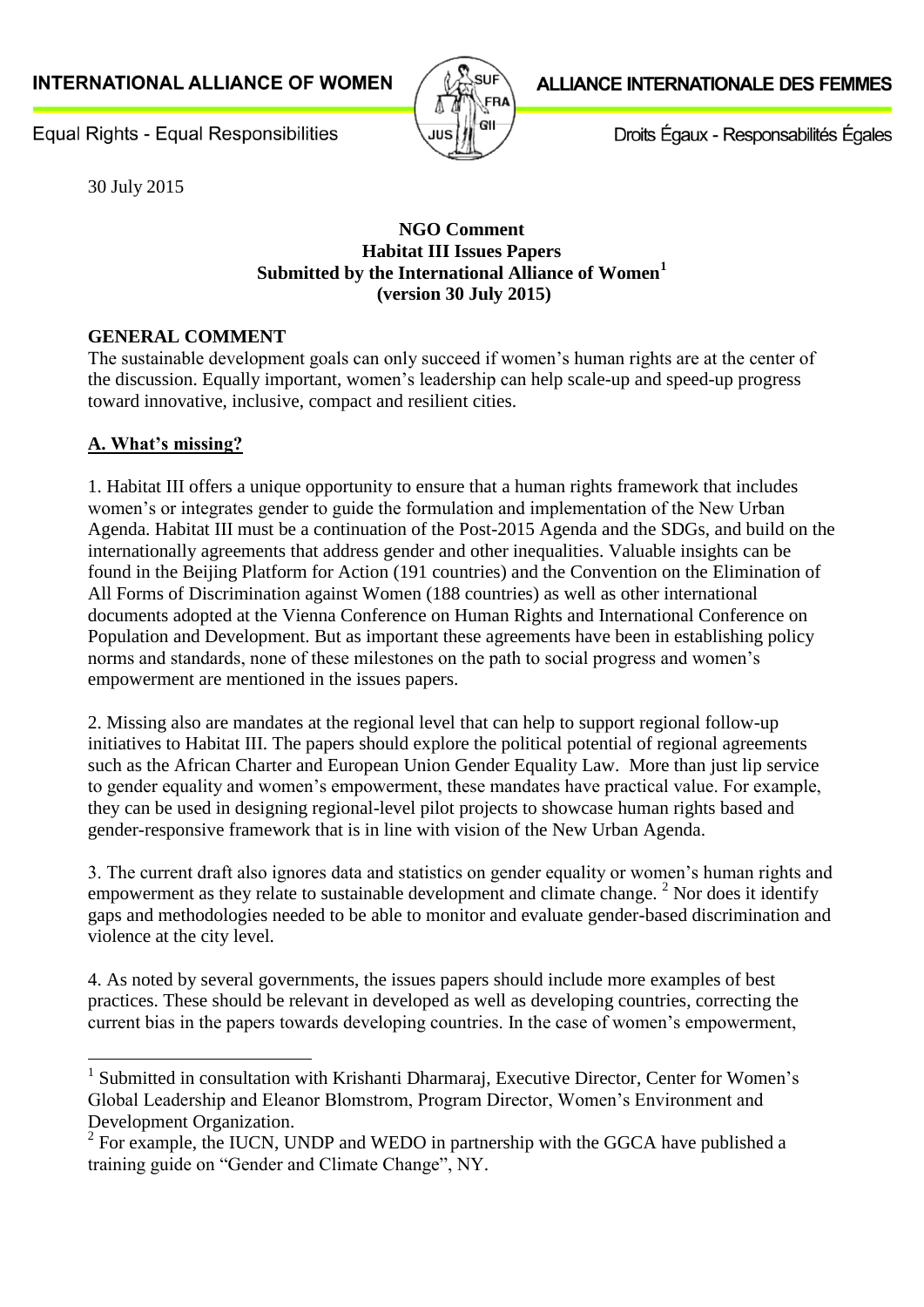INTERNATIONAL ALLIANCE OF WOMEN | ALLIANCE INTERNATIONALE DES FEMMES

Equal Rights - Equal Responsibilities | Droits Égaux - Responsabilités Égales

30 July 2015

**NGO Comment**
**Habitat III Issues Papers**
**Submitted by the International Alliance of Women[1]**
**(version 30 July 2015)**

## GENERAL COMMENT

The sustainable development goals can only succeed if women's human rights are at the center of the discussion. Equally important, women's leadership can help scale-up and speed-up progress toward innovative, inclusive, compact and resilient cities.

## A. What's missing?

1. Habitat III offers a unique opportunity to ensure that a human rights framework that includes women's or integrates gender to guide the formulation and implementation of the New Urban Agenda. Habitat III must be a continuation of the Post-2015 Agenda and the SDGs, and build on the internationally agreements that address gender and other inequalities. Valuable insights can be found in the Beijing Platform for Action (191 countries) and the Convention on the Elimination of All Forms of Discrimination against Women (188 countries) as well as other international documents adopted at the Vienna Conference on Human Rights and International Conference on Population and Development. But as important these agreements have been in establishing policy norms and standards, none of these milestones on the path to social progress and women's empowerment are mentioned in the issues papers.

2. Missing also are mandates at the regional level that can help to support regional follow-up initiatives to Habitat III. The papers should explore the political potential of regional agreements such as the African Charter and European Union Gender Equality Law. More than just lip service to gender equality and women's empowerment, these mandates have practical value. For example, they can be used in designing regional-level pilot projects to showcase human rights based and gender-responsive framework that is in line with vision of the New Urban Agenda.

3. The current draft also ignores data and statistics on gender equality or women's human rights and empowerment as they relate to sustainable development and climate change.[2] Nor does it identify gaps and methodologies needed to be able to monitor and evaluate gender-based discrimination and violence at the city level.

4. As noted by several governments, the issues papers should include more examples of best practices. These should be relevant in developed as well as developing countries, correcting the current bias in the papers towards developing countries. In the case of women's empowerment,

---

[1] Submitted in consultation with Krishanti Dharmaraj, Executive Director, Center for Women's Global Leadership and Eleanor Blomstrom, Program Director, Women's Environment and Development Organization.

[2] For example, the IUCN, UNDP and WEDO in partnership with the GGCA have published a training guide on "Gender and Climate Change", NY.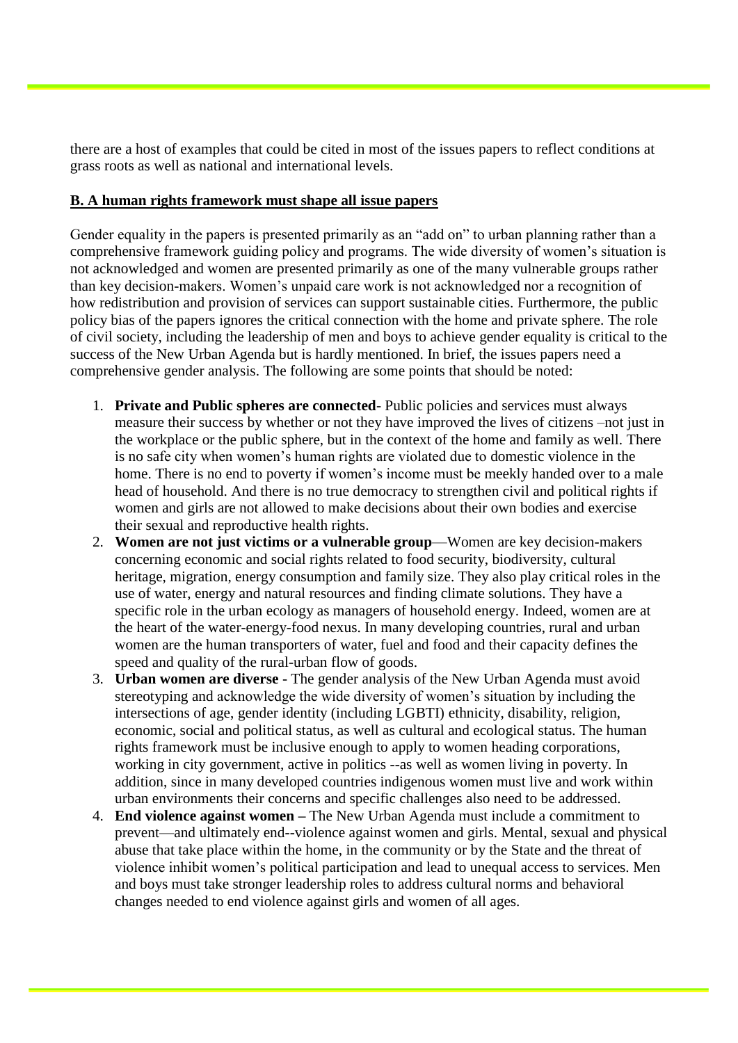there are a host of examples that could be cited in most of the issues papers to reflect conditions at grass roots as well as national and international levels.

## B. A human rights framework must shape all issue papers

Gender equality in the papers is presented primarily as an "add on" to urban planning rather than a comprehensive framework guiding policy and programs. The wide diversity of women's situation is not acknowledged and women are presented primarily as one of the many vulnerable groups rather than key decision-makers. Women's unpaid care work is not acknowledged nor a recognition of how redistribution and provision of services can support sustainable cities. Furthermore, the public policy bias of the papers ignores the critical connection with the home and private sphere. The role of civil society, including the leadership of men and boys to achieve gender equality is critical to the success of the New Urban Agenda but is hardly mentioned. In brief, the issues papers need a comprehensive gender analysis. The following are some points that should be noted:

1. **Private and Public spheres are connected**- Public policies and services must always measure their success by whether or not they have improved the lives of citizens –not just in the workplace or the public sphere, but in the context of the home and family as well. There is no safe city when women's human rights are violated due to domestic violence in the home. There is no end to poverty if women's income must be meekly handed over to a male head of household. And there is no true democracy to strengthen civil and political rights if women and girls are not allowed to make decisions about their own bodies and exercise their sexual and reproductive health rights.
2. **Women are not just victims or a vulnerable group**—Women are key decision-makers concerning economic and social rights related to food security, biodiversity, cultural heritage, migration, energy consumption and family size. They also play critical roles in the use of water, energy and natural resources and finding climate solutions. They have a specific role in the urban ecology as managers of household energy. Indeed, women are at the heart of the water-energy-food nexus. In many developing countries, rural and urban women are the human transporters of water, fuel and food and their capacity defines the speed and quality of the rural-urban flow of goods.
3. **Urban women are diverse** - The gender analysis of the New Urban Agenda must avoid stereotyping and acknowledge the wide diversity of women's situation by including the intersections of age, gender identity (including LGBTI) ethnicity, disability, religion, economic, social and political status, as well as cultural and ecological status. The human rights framework must be inclusive enough to apply to women heading corporations, working in city government, active in politics --as well as women living in poverty. In addition, since in many developed countries indigenous women must live and work within urban environments their concerns and specific challenges also need to be addressed.
4. **End violence against women –** The New Urban Agenda must include a commitment to prevent—and ultimately end--violence against women and girls. Mental, sexual and physical abuse that take place within the home, in the community or by the State and the threat of violence inhibit women's political participation and lead to unequal access to services. Men and boys must take stronger leadership roles to address cultural norms and behavioral changes needed to end violence against girls and women of all ages.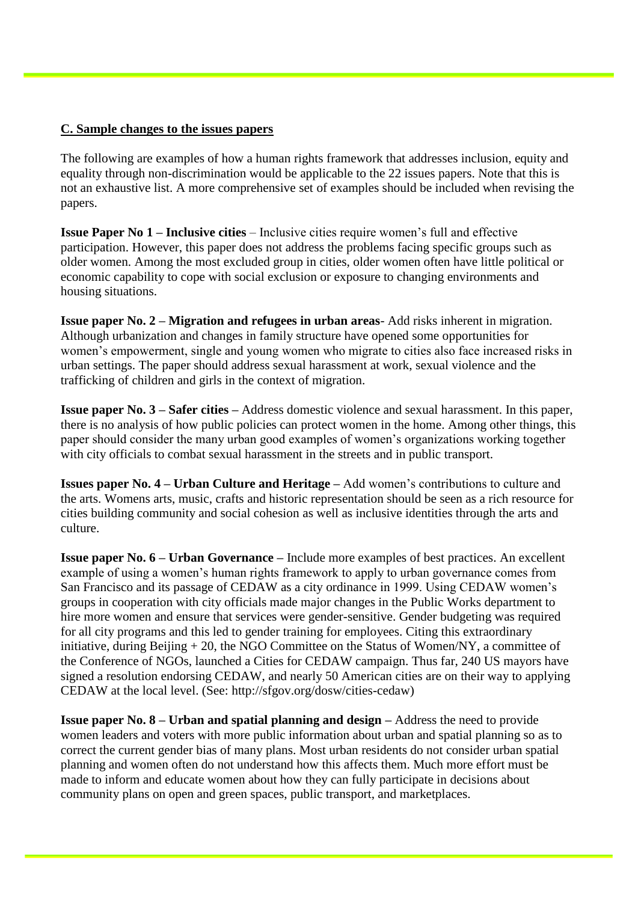**C. Sample changes to the issues papers**

The following are examples of how a human rights framework that addresses inclusion, equity and equality through non-discrimination would be applicable to the 22 issues papers. Note that this is not an exhaustive list. A more comprehensive set of examples should be included when revising the papers.

**Issue Paper No 1 – Inclusive cities** – Inclusive cities require women's full and effective participation. However, this paper does not address the problems facing specific groups such as older women. Among the most excluded group in cities, older women often have little political or economic capability to cope with social exclusion or exposure to changing environments and housing situations.

**Issue paper No. 2 – Migration and refugees in urban areas**- Add risks inherent in migration. Although urbanization and changes in family structure have opened some opportunities for women's empowerment, single and young women who migrate to cities also face increased risks in urban settings. The paper should address sexual harassment at work, sexual violence and the trafficking of children and girls in the context of migration.

**Issue paper No. 3 – Safer cities –** Address domestic violence and sexual harassment. In this paper, there is no analysis of how public policies can protect women in the home. Among other things, this paper should consider the many urban good examples of women's organizations working together with city officials to combat sexual harassment in the streets and in public transport.

**Issues paper No. 4 – Urban Culture and Heritage –** Add women's contributions to culture and the arts. Womens arts, music, crafts and historic representation should be seen as a rich resource for cities building community and social cohesion as well as inclusive identities through the arts and culture.

**Issue paper No. 6 – Urban Governance –** Include more examples of best practices. An excellent example of using a women's human rights framework to apply to urban governance comes from San Francisco and its passage of CEDAW as a city ordinance in 1999. Using CEDAW women's groups in cooperation with city officials made major changes in the Public Works department to hire more women and ensure that services were gender-sensitive. Gender budgeting was required for all city programs and this led to gender training for employees. Citing this extraordinary initiative, during Beijing + 20, the NGO Committee on the Status of Women/NY, a committee of the Conference of NGOs, launched a Cities for CEDAW campaign. Thus far, 240 US mayors have signed a resolution endorsing CEDAW, and nearly 50 American cities are on their way to applying CEDAW at the local level. (See: http://sfgov.org/dosw/cities-cedaw)

**Issue paper No. 8 – Urban and spatial planning and design –** Address the need to provide women leaders and voters with more public information about urban and spatial planning so as to correct the current gender bias of many plans. Most urban residents do not consider urban spatial planning and women often do not understand how this affects them. Much more effort must be made to inform and educate women about how they can fully participate in decisions about community plans on open and green spaces, public transport, and marketplaces.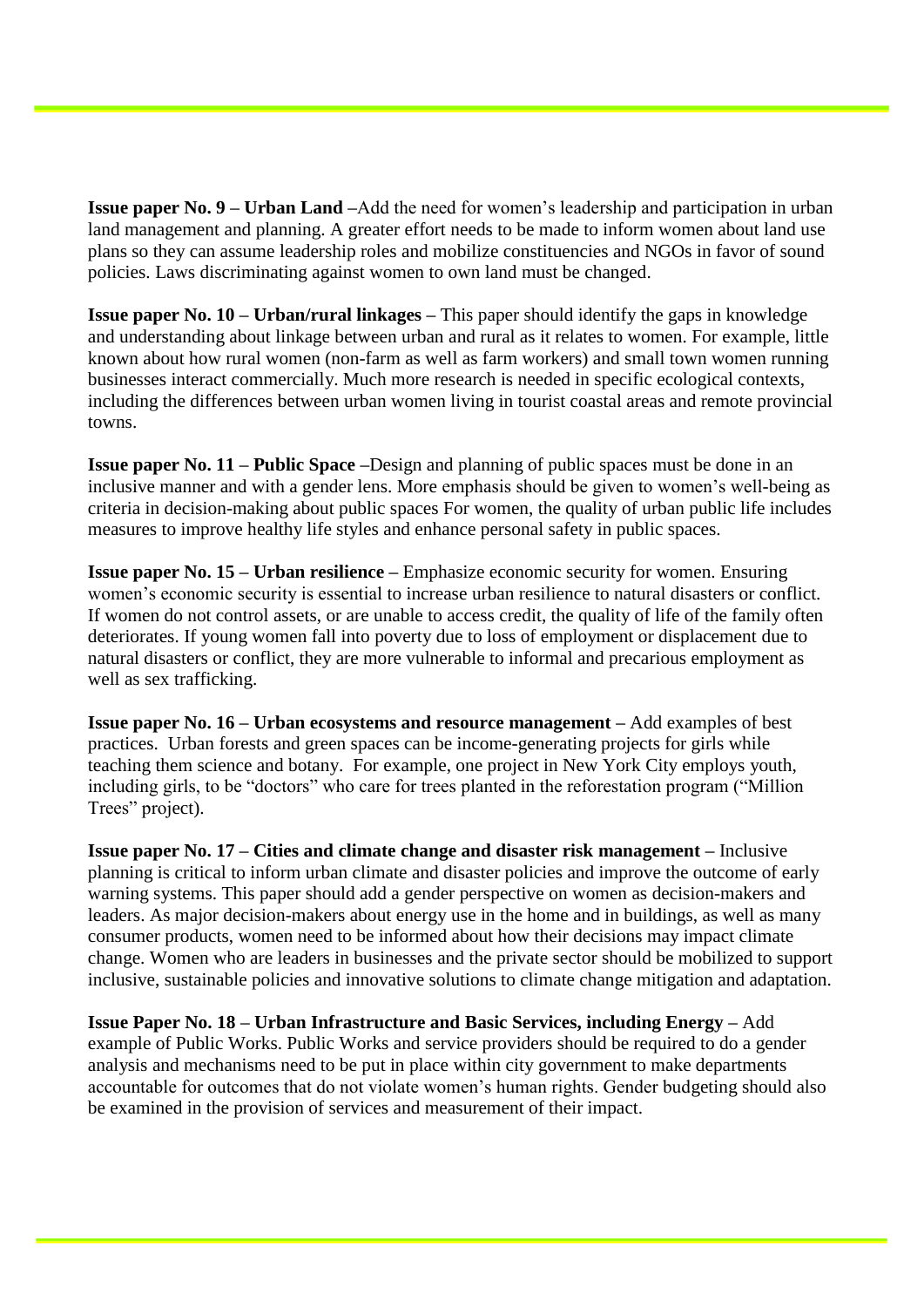**Issue paper No. 9 – Urban Land –**Add the need for women's leadership and participation in urban land management and planning. A greater effort needs to be made to inform women about land use plans so they can assume leadership roles and mobilize constituencies and NGOs in favor of sound policies. Laws discriminating against women to own land must be changed.

**Issue paper No. 10 – Urban/rural linkages –** This paper should identify the gaps in knowledge and understanding about linkage between urban and rural as it relates to women. For example, little known about how rural women (non-farm as well as farm workers) and small town women running businesses interact commercially. Much more research is needed in specific ecological contexts, including the differences between urban women living in tourist coastal areas and remote provincial towns.

**Issue paper No. 11 – Public Space –**Design and planning of public spaces must be done in an inclusive manner and with a gender lens. More emphasis should be given to women's well-being as criteria in decision-making about public spaces For women, the quality of urban public life includes measures to improve healthy life styles and enhance personal safety in public spaces.

**Issue paper No. 15 – Urban resilience –** Emphasize economic security for women. Ensuring women's economic security is essential to increase urban resilience to natural disasters or conflict. If women do not control assets, or are unable to access credit, the quality of life of the family often deteriorates. If young women fall into poverty due to loss of employment or displacement due to natural disasters or conflict, they are more vulnerable to informal and precarious employment as well as sex trafficking.

**Issue paper No. 16 – Urban ecosystems and resource management –** Add examples of best practices. Urban forests and green spaces can be income-generating projects for girls while teaching them science and botany. For example, one project in New York City employs youth, including girls, to be "doctors" who care for trees planted in the reforestation program ("Million Trees" project).

**Issue paper No. 17 – Cities and climate change and disaster risk management –** Inclusive planning is critical to inform urban climate and disaster policies and improve the outcome of early warning systems. This paper should add a gender perspective on women as decision-makers and leaders. As major decision-makers about energy use in the home and in buildings, as well as many consumer products, women need to be informed about how their decisions may impact climate change. Women who are leaders in businesses and the private sector should be mobilized to support inclusive, sustainable policies and innovative solutions to climate change mitigation and adaptation.

**Issue Paper No. 18 – Urban Infrastructure and Basic Services, including Energy –** Add example of Public Works. Public Works and service providers should be required to do a gender analysis and mechanisms need to be put in place within city government to make departments accountable for outcomes that do not violate women's human rights. Gender budgeting should also be examined in the provision of services and measurement of their impact.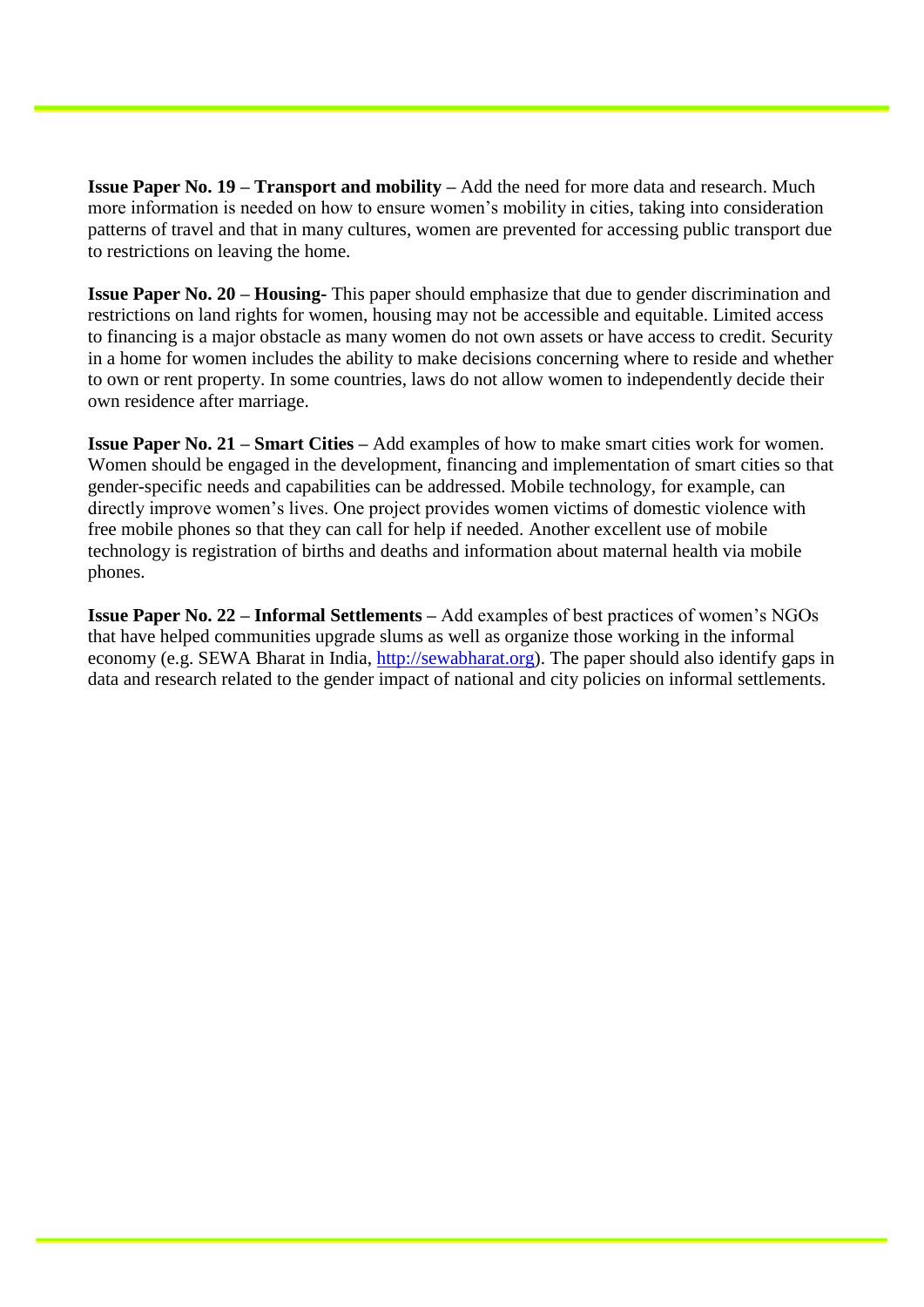**Issue Paper No. 19 – Transport and mobility** – Add the need for more data and research. Much more information is needed on how to ensure women's mobility in cities, taking into consideration patterns of travel and that in many cultures, women are prevented for accessing public transport due to restrictions on leaving the home.

**Issue Paper No. 20 – Housing-** This paper should emphasize that due to gender discrimination and restrictions on land rights for women, housing may not be accessible and equitable. Limited access to financing is a major obstacle as many women do not own assets or have access to credit. Security in a home for women includes the ability to make decisions concerning where to reside and whether to own or rent property. In some countries, laws do not allow women to independently decide their own residence after marriage.

**Issue Paper No. 21 – Smart Cities –** Add examples of how to make smart cities work for women. Women should be engaged in the development, financing and implementation of smart cities so that gender-specific needs and capabilities can be addressed. Mobile technology, for example, can directly improve women's lives. One project provides women victims of domestic violence with free mobile phones so that they can call for help if needed. Another excellent use of mobile technology is registration of births and deaths and information about maternal health via mobile phones.

**Issue Paper No. 22 – Informal Settlements –** Add examples of best practices of women's NGOs that have helped communities upgrade slums as well as organize those working in the informal economy (e.g. SEWA Bharat in India, [http://sewabharat.org](http://sewabharat.org)). The paper should also identify gaps in data and research related to the gender impact of national and city policies on informal settlements.